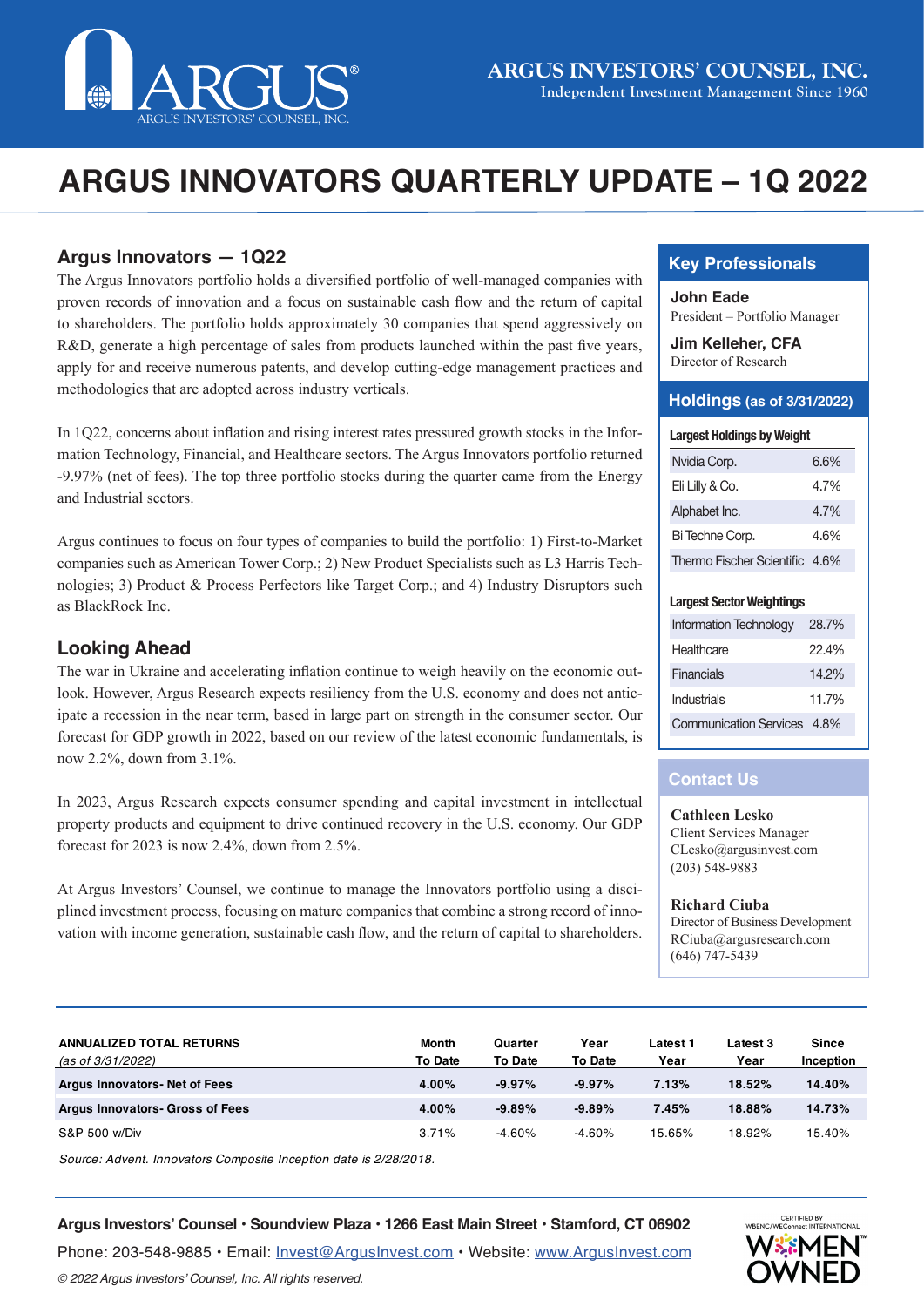ARGUS INVESTORS' COUNSEL, INC.
Independent Investment Management Since 1960

# ARGUS INNOVATORS QUARTERLY UPDATE – 1Q 2022

## Argus Innovators — 1Q22

The Argus Innovators portfolio holds a diversified portfolio of well-managed companies with proven records of innovation and a focus on sustainable cash flow and the return of capital to shareholders. The portfolio holds approximately 30 companies that spend aggressively on R&D, generate a high percentage of sales from products launched within the past five years, apply for and receive numerous patents, and develop cutting-edge management practices and methodologies that are adopted across industry verticals.

In 1Q22, concerns about inflation and rising interest rates pressured growth stocks in the Information Technology, Financial, and Healthcare sectors. The Argus Innovators portfolio returned -9.97% (net of fees). The top three portfolio stocks during the quarter came from the Energy and Industrial sectors.

Argus continues to focus on four types of companies to build the portfolio: 1) First-to-Market companies such as American Tower Corp.; 2) New Product Specialists such as L3 Harris Technologies; 3) Product & Process Perfectors like Target Corp.; and 4) Industry Disruptors such as BlackRock Inc.

## Looking Ahead

The war in Ukraine and accelerating inflation continue to weigh heavily on the economic outlook. However, Argus Research expects resiliency from the U.S. economy and does not anticipate a recession in the near term, based in large part on strength in the consumer sector. Our forecast for GDP growth in 2022, based on our review of the latest economic fundamentals, is now 2.2%, down from 3.1%.

In 2023, Argus Research expects consumer spending and capital investment in intellectual property products and equipment to drive continued recovery in the U.S. economy. Our GDP forecast for 2023 is now 2.4%, down from 2.5%.

At Argus Investors' Counsel, we continue to manage the Innovators portfolio using a disciplined investment process, focusing on mature companies that combine a strong record of innovation with income generation, sustainable cash flow, and the return of capital to shareholders.

## Key Professionals

**John Eade**
President – Portfolio Manager

**Jim Kelleher, CFA**
Director of Research

## Holdings (as of 3/31/2022)

**Largest Holdings by Weight**

| Company | Weight |
|---|---|
| Nvidia Corp. | 6.6% |
| Eli Lilly & Co. | 4.7% |
| Alphabet Inc. | 4.7% |
| Bi Techne Corp. | 4.6% |
| Thermo Fischer Scientific | 4.6% |

**Largest Sector Weightings**

| Sector | Weight |
|---|---|
| Information Technology | 28.7% |
| Healthcare | 22.4% |
| Financials | 14.2% |
| Industrials | 11.7% |
| Communication Services | 4.8% |

## Contact Us

**Cathleen Lesko**
Client Services Manager
CLesko@argusinvest.com
(203) 548-9883

**Richard Ciuba**
Director of Business Development
RCiuba@argusresearch.com
(646) 747-5439

| ANNUALIZED TOTAL RETURNS *(as of 3/31/2022)* | Month To Date | Quarter To Date | Year To Date | Latest 1 Year | Latest 3 Year | Since Inception |
|---|---|---|---|---|---|---|
| **Argus Innovators- Net of Fees** | **4.00%** | **-9.97%** | **-9.97%** | **7.13%** | **18.52%** | **14.40%** |
| **Argus Innovators- Gross of Fees** | **4.00%** | **-9.89%** | **-9.89%** | **7.45%** | **18.88%** | **14.73%** |
| S&P 500 w/Div | 3.71% | -4.60% | -4.60% | 15.65% | 18.92% | 15.40% |

*Source: Advent. Innovators Composite Inception date is 2/28/2018.*

**Argus Investors' Counsel • Soundview Plaza • 1266 East Main Street • Stamford, CT 06902**
Phone: 203-548-9885 • Email: Invest@ArgusInvest.com • Website: www.ArgusInvest.com

*© 2022 Argus Investors' Counsel, Inc. All rights reserved.*

CERTIFIED BY WBENC/WEConnect INTERNATIONAL WOMEN OWNED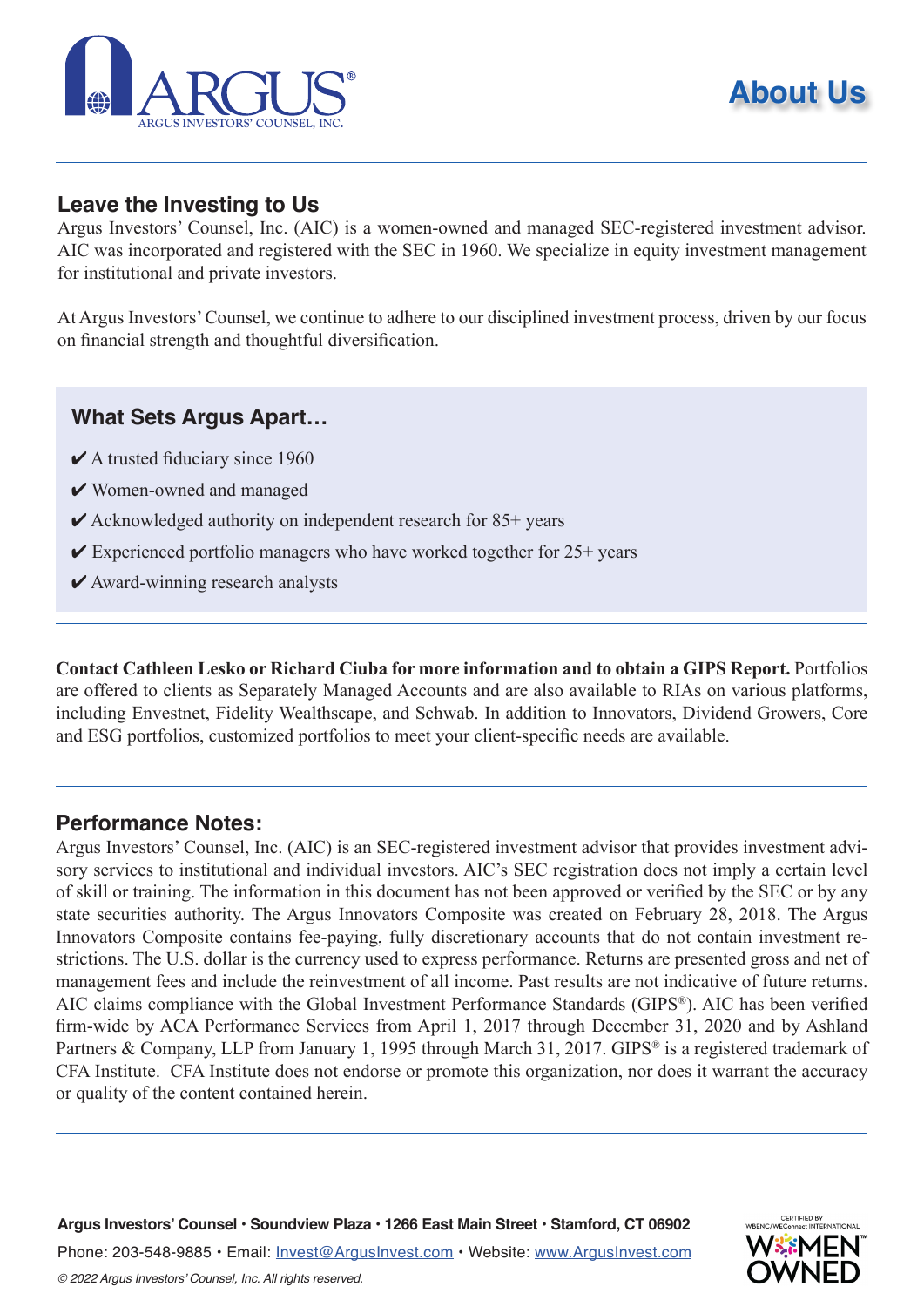ARGUS®

ARGUS INVESTORS' COUNSEL, INC.

# About Us

## Leave the Investing to Us

Argus Investors' Counsel, Inc. (AIC) is a women-owned and managed SEC-registered investment advisor. AIC was incorporated and registered with the SEC in 1960. We specialize in equity investment management for institutional and private investors.

At Argus Investors' Counsel, we continue to adhere to our disciplined investment process, driven by our focus on financial strength and thoughtful diversification.

## What Sets Argus Apart…

- ✔ A trusted fiduciary since 1960
- ✔ Women-owned and managed
- ✔ Acknowledged authority on independent research for 85+ years
- ✔ Experienced portfolio managers who have worked together for 25+ years
- ✔ Award-winning research analysts

**Contact Cathleen Lesko or Richard Ciuba for more information and to obtain a GIPS Report.** Portfolios are offered to clients as Separately Managed Accounts and are also available to RIAs on various platforms, including Envestnet, Fidelity Wealthscape, and Schwab. In addition to Innovators, Dividend Growers, Core and ESG portfolios, customized portfolios to meet your client-specific needs are available.

## Performance Notes:

Argus Investors' Counsel, Inc. (AIC) is an SEC-registered investment advisor that provides investment advisory services to institutional and individual investors. AIC's SEC registration does not imply a certain level of skill or training. The information in this document has not been approved or verified by the SEC or by any state securities authority. The Argus Innovators Composite was created on February 28, 2018. The Argus Innovators Composite contains fee-paying, fully discretionary accounts that do not contain investment restrictions. The U.S. dollar is the currency used to express performance. Returns are presented gross and net of management fees and include the reinvestment of all income. Past results are not indicative of future returns. AIC claims compliance with the Global Investment Performance Standards (GIPS®). AIC has been verified firm-wide by ACA Performance Services from April 1, 2017 through December 31, 2020 and by Ashland Partners & Company, LLP from January 1, 1995 through March 31, 2017. GIPS® is a registered trademark of CFA Institute. CFA Institute does not endorse or promote this organization, nor does it warrant the accuracy or quality of the content contained herein.

**Argus Investors' Counsel • Soundview Plaza • 1266 East Main Street • Stamford, CT 06902**

Phone: 203-548-9885 • Email: Invest@ArgusInvest.com • Website: www.ArgusInvest.com

*© 2022 Argus Investors' Counsel, Inc. All rights reserved.*

CERTIFIED BY WBENC/WEConnect INTERNATIONAL WOMEN OWNED™